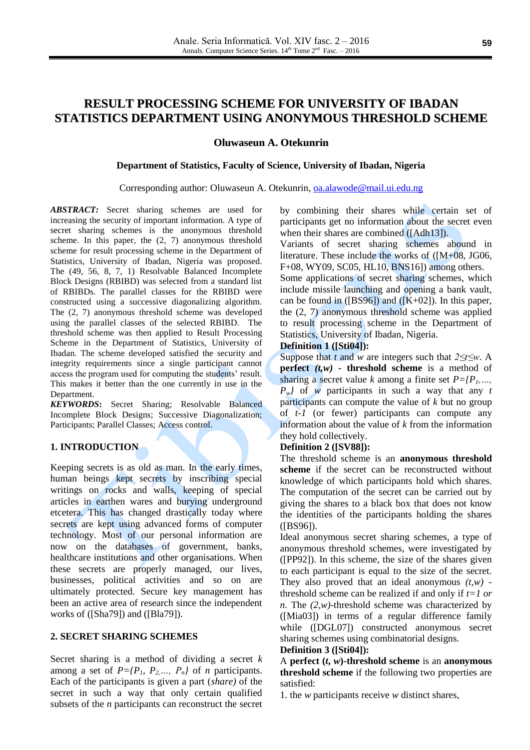# RESULT PROCESSING SCHEME FOR UNIVERSITY OF IBADAN STATISTICS DEPARTMENT USING ANONYMOUS THRESHOLD SCHEME

**Oluwaseun A. Otekunrin**

**Department of Statistics, Faculty of Science, University of Ibadan, Nigeria**

Corresponding author: Oluwaseun A. Otekunrin, oa.alawode@mail.ui.edu.ng

***ABSTRACT:*** Secret sharing schemes are used for increasing the security of important information. A type of secret sharing schemes is the anonymous threshold scheme. In this paper, the (2, 7) anonymous threshold scheme for result processing scheme in the Department of Statistics, University of Ibadan, Nigeria was proposed. The (49, 56, 8, 7, 1) Resolvable Balanced Incomplete Block Designs (RBIBD) was selected from a standard list of RBIBDs. The parallel classes for the RBIBD were constructed using a successive diagonalizing algorithm. The (2, 7) anonymous threshold scheme was developed using the parallel classes of the selected RBIBD. The threshold scheme was then applied to Result Processing Scheme in the Department of Statistics, University of Ibadan. The scheme developed satisfied the security and integrity requirements since a single participant cannot access the program used for computing the students' result. This makes it better than the one currently in use in the Department.

***KEYWORDS*:** Secret Sharing; Resolvable Balanced Incomplete Block Designs; Successive Diagonalization; Participants; Parallel Classes; Access control.

## 1. INTRODUCTION

Keeping secrets is as old as man. In the early times, human beings kept secrets by inscribing special writings on rocks and walls, keeping of special articles in earthen wares and burying underground etcetera. This has changed drastically today where secrets are kept using advanced forms of computer technology. Most of our personal information are now on the databases of government, banks, healthcare institutions and other organisations. When these secrets are properly managed, our lives, businesses, political activities and so on are ultimately protected. Secure key management has been an active area of research since the independent works of ([Sha79]) and ([Bla79]).

## 2. SECRET SHARING SCHEMES

Secret sharing is a method of dividing a secret $k$ among a set of $P=\{P_1, P_2, \ldots, P_n\}$ of $n$ participants. Each of the participants is given a part (*share)* of the secret in such a way that only certain qualified subsets of the $n$ participants can reconstruct the secret by combining their shares while certain set of participants get no information about the secret even when their shares are combined ([Adh13]).

Variants of secret sharing schemes abound in literature. These include the works of ([M+08, JG06, F+08, WY09, SC05, HL10, BNS16]) among others. Some applications of secret sharing schemes, which include missile launching and opening a bank vault, can be found in ([BS96]) and ([K+02]). In this paper, the (2, 7) anonymous threshold scheme was applied to result processing scheme in the Department of Statistics, University of Ibadan, Nigeria.

**Definition 1 ([Sti04]):**

Suppose that $t$ and $w$ are integers such that $2 \leq t \leq w$. A **perfect** ***(t,w)*** **- threshold scheme** is a method of sharing a secret value $k$ among a finite set $P=\{P_1, \ldots, P_w\}$ of $w$ participants in such a way that any $t$ participants can compute the value of $k$ but no group of $t\text{-}1$ (or fewer) participants can compute any information about the value of $k$ from the information they hold collectively.

**Definition 2 ([SV88]):**

The threshold scheme is an **anonymous threshold scheme** if the secret can be reconstructed without knowledge of which participants hold which shares. The computation of the secret can be carried out by giving the shares to a black box that does not know the identities of the participants holding the shares ([BS96]).

Ideal anonymous secret sharing schemes, a type of anonymous threshold schemes, were investigated by ([PP92]). In this scheme, the size of the shares given to each participant is equal to the size of the secret. They also proved that an ideal anonymous $(t,w)$ - threshold scheme can be realized if and only if $t=1$ *or* $n$. The $(2,w)$-threshold scheme was characterized by ([Mia03]) in terms of a regular difference family while ([DGL07]) constructed anonymous secret sharing schemes using combinatorial designs.

**Definition 3 ([Sti04]):**

A **perfect (*t, w*)-threshold scheme** is an **anonymous threshold scheme** if the following two properties are satisfied:

1. the $w$ participants receive $w$ distinct shares,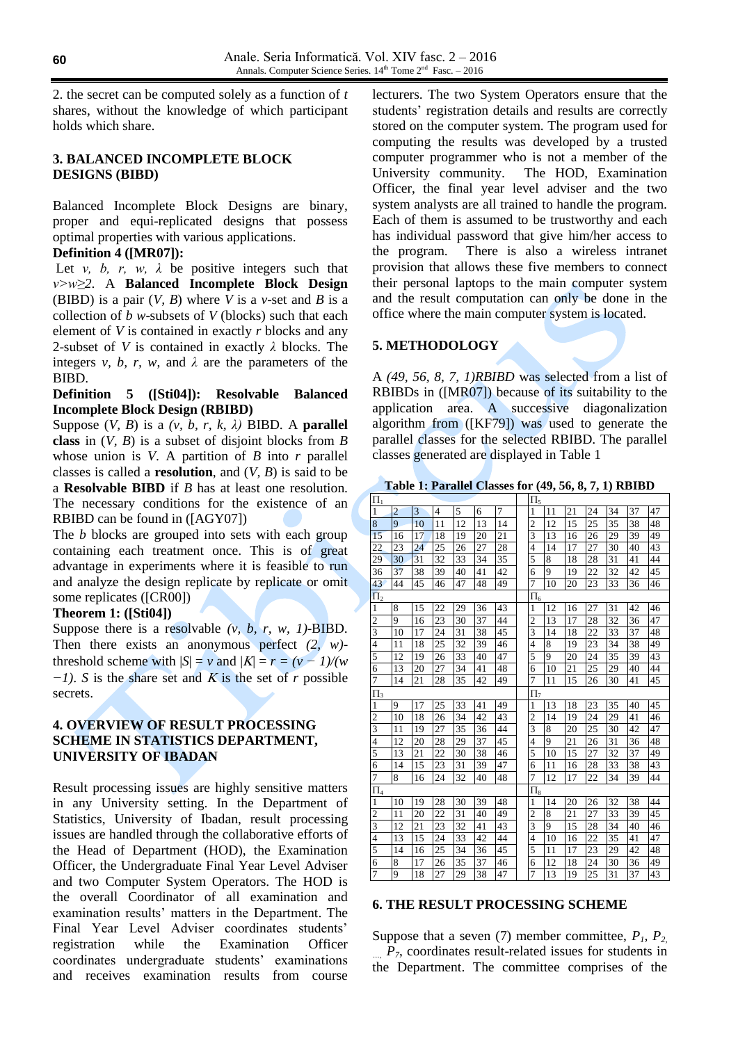2. the secret can be computed solely as a function of $t$ shares, without the knowledge of which participant holds which share.

## 3. BALANCED INCOMPLETE BLOCK DESIGNS (BIBD)

Balanced Incomplete Block Designs are binary, proper and equi-replicated designs that possess optimal properties with various applications.

**Definition 4 ([MR07]):**

Let $v$, $b$, $r$, $w$, $\lambda$ be positive integers such that $v>w\geq 2$. A **Balanced Incomplete Block Design** (BIBD) is a pair ($V$, $B$) where $V$ is a $v$-set and $B$ is a collection of $b$ $w$-subsets of $V$ (blocks) such that each element of $V$ is contained in exactly $r$ blocks and any 2-subset of $V$ is contained in exactly $\lambda$ blocks. The integers $v$, $b$, $r$, $w$, and $\lambda$ are the parameters of the BIBD.

**Definition 5 ([Sti04]): Resolvable Balanced Incomplete Block Design (RBIBD)**

Suppose ($V$, $B$) is a $(v, b, r, k, \lambda)$ BIBD. A **parallel class** in ($V$, $B$) is a subset of disjoint blocks from $B$ whose union is $V$. A partition of $B$ into $r$ parallel classes is called a **resolution**, and ($V$, $B$) is said to be a **Resolvable BIBD** if $B$ has at least one resolution. The necessary conditions for the existence of an RBIBD can be found in ([AGY07])

The $b$ blocks are grouped into sets with each group containing each treatment once. This is of great advantage in experiments where it is feasible to run and analyze the design replicate by replicate or omit some replicates ([CR00])

**Theorem 1: ([Sti04])**

Suppose there is a resolvable $(v, b, r, w, 1)$-BIBD. Then there exists an anonymous perfect $(2, w)$-threshold scheme with $|S| = v$ and $|K| = r = (v - 1)/(w - 1)$. $S$ is the share set and $K$ is the set of $r$ possible secrets.

## 4. OVERVIEW OF RESULT PROCESSING SCHEME IN STATISTICS DEPARTMENT, UNIVERSITY OF IBADAN

Result processing issues are highly sensitive matters in any University setting. In the Department of Statistics, University of Ibadan, result processing issues are handled through the collaborative efforts of the Head of Department (HOD), the Examination Officer, the Undergraduate Final Year Level Adviser and two Computer System Operators. The HOD is the overall Coordinator of all examination and examination results' matters in the Department. The Final Year Level Adviser coordinates students' registration while the Examination Officer coordinates undergraduate students' examinations and receives examination results from course lecturers. The two System Operators ensure that the students' registration details and results are correctly stored on the computer system. The program used for computing the results was developed by a trusted computer programmer who is not a member of the University community. The HOD, Examination Officer, the final year level adviser and the two system analysts are all trained to handle the program. Each of them is assumed to be trustworthy and each has individual password that give him/her access to the program. There is also a wireless intranet provision that allows these five members to connect their personal laptops to the main computer system and the result computation can only be done in the office where the main computer system is located.

## 5. METHODOLOGY

A *(49, 56, 8, 7, 1)RBIBD* was selected from a list of RBIBDs in ([MR07]) because of its suitability to the application area. A successive diagonalization algorithm from ([KF79]) was used to generate the parallel classes for the selected RBIBD. The parallel classes generated are displayed in Table 1

**Table 1: Parallel Classes for (49, 56, 8, 7, 1) RBIBD**

| $\Pi_1$ | | | | | | | | $\Pi_5$ | | | | | | |
|---|---|---|---|---|---|---|---|---|---|---|---|---|---|---|
| 1 | 2 | 3 | 4 | 5 | 6 | 7 | | 1 | 11 | 21 | 24 | 34 | 37 | 47 |
| 8 | 9 | 10 | 11 | 12 | 13 | 14 | | 2 | 12 | 15 | 25 | 35 | 38 | 48 |
| 15 | 16 | 17 | 18 | 19 | 20 | 21 | | 3 | 13 | 16 | 26 | 29 | 39 | 49 |
| 22 | 23 | 24 | 25 | 26 | 27 | 28 | | 4 | 14 | 17 | 27 | 30 | 40 | 43 |
| 29 | 30 | 31 | 32 | 33 | 34 | 35 | | 5 | 8 | 18 | 28 | 31 | 41 | 44 |
| 36 | 37 | 38 | 39 | 40 | 41 | 42 | | 6 | 9 | 19 | 22 | 32 | 42 | 45 |
| 43 | 44 | 45 | 46 | 47 | 48 | 49 | | 7 | 10 | 20 | 23 | 33 | 36 | 46 |
| $\Pi_2$ | | | | | | | | $\Pi_6$ | | | | | | |
| 1 | 8 | 15 | 22 | 29 | 36 | 43 | | 1 | 12 | 16 | 27 | 31 | 42 | 46 |
| 2 | 9 | 16 | 23 | 30 | 37 | 44 | | 2 | 13 | 17 | 28 | 32 | 36 | 47 |
| 3 | 10 | 17 | 24 | 31 | 38 | 45 | | 3 | 14 | 18 | 22 | 33 | 37 | 48 |
| 4 | 11 | 18 | 25 | 32 | 39 | 46 | | 4 | 8 | 19 | 23 | 34 | 38 | 49 |
| 5 | 12 | 19 | 26 | 33 | 40 | 47 | | 5 | 9 | 20 | 24 | 35 | 39 | 43 |
| 6 | 13 | 20 | 27 | 34 | 41 | 48 | | 6 | 10 | 21 | 25 | 29 | 40 | 44 |
| 7 | 14 | 21 | 28 | 35 | 42 | 49 | | 7 | 11 | 15 | 26 | 30 | 41 | 45 |
| $\Pi_3$ | | | | | | | | $\Pi_7$ | | | | | | |
| 1 | 9 | 17 | 25 | 33 | 41 | 49 | | 1 | 13 | 18 | 23 | 35 | 40 | 45 |
| 2 | 10 | 18 | 26 | 34 | 42 | 43 | | 2 | 14 | 19 | 24 | 29 | 41 | 46 |
| 3 | 11 | 19 | 27 | 35 | 36 | 44 | | 3 | 8 | 20 | 25 | 30 | 42 | 47 |
| 4 | 12 | 20 | 28 | 29 | 37 | 45 | | 4 | 9 | 21 | 26 | 31 | 36 | 48 |
| 5 | 13 | 21 | 22 | 30 | 38 | 46 | | 5 | 10 | 15 | 27 | 32 | 37 | 49 |
| 6 | 14 | 15 | 23 | 31 | 39 | 47 | | 6 | 11 | 16 | 28 | 33 | 38 | 43 |
| 7 | 8 | 16 | 24 | 32 | 40 | 48 | | 7 | 12 | 17 | 22 | 34 | 39 | 44 |
| $\Pi_4$ | | | | | | | | $\Pi_8$ | | | | | | |
| 1 | 10 | 19 | 28 | 30 | 39 | 48 | | 1 | 14 | 20 | 26 | 32 | 38 | 44 |
| 2 | 11 | 20 | 22 | 31 | 40 | 49 | | 2 | 8 | 21 | 27 | 33 | 39 | 45 |
| 3 | 12 | 21 | 23 | 32 | 41 | 43 | | 3 | 9 | 15 | 28 | 34 | 40 | 46 |
| 4 | 13 | 15 | 24 | 33 | 42 | 44 | | 4 | 10 | 16 | 22 | 35 | 41 | 47 |
| 5 | 14 | 16 | 25 | 34 | 36 | 45 | | 5 | 11 | 17 | 23 | 29 | 42 | 48 |
| 6 | 8 | 17 | 26 | 35 | 37 | 46 | | 6 | 12 | 18 | 24 | 30 | 36 | 49 |
| 7 | 9 | 18 | 27 | 29 | 38 | 47 | | 7 | 13 | 19 | 25 | 31 | 37 | 43 |

## 6. THE RESULT PROCESSING SCHEME

Suppose that a seven (7) member committee, $P_1$, $P_2$, ..., $P_7$, coordinates result-related issues for students in the Department. The committee comprises of the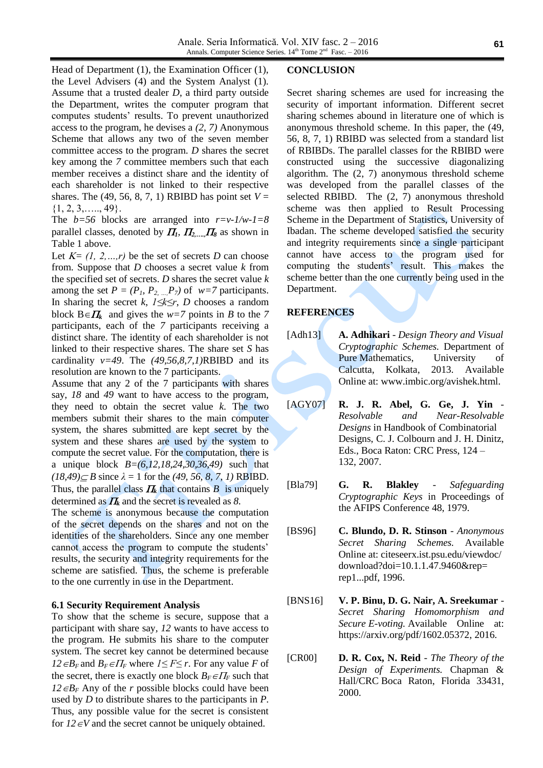Head of Department (1), the Examination Officer (1), the Level Advisers (4) and the System Analyst (1). Assume that a trusted dealer $D$, a third party outside the Department, writes the computer program that computes students' results. To prevent unauthorized access to the program, he devises a $(2, 7)$ Anonymous Scheme that allows any two of the seven member committee access to the program. $D$ shares the secret key among the $7$ committee members such that each member receives a distinct share and the identity of each shareholder is not linked to their respective shares. The (49, 56, 8, 7, 1) RBIBD has point set $V = \{1, 2, 3,\ldots, 49\}$.

The $b=56$ blocks are arranged into $r=v\text{-}1/w\text{-}1=8$ parallel classes, denoted by $\Pi_1, \Pi_2, \ldots, \Pi_8$ as shown in Table 1 above.

Let $K= (1, 2,\ldots,r)$ be the set of secrets $D$ can choose from. Suppose that $D$ chooses a secret value $k$ from the specified set of secrets. $D$ shares the secret value $k$ among the set $P = (P_1, P_2, \ldots, P_7)$ of $w=7$ participants. In sharing the secret $k$, $1 \leq k \leq r$, $D$ chooses a random block $B \in \Pi_k$ and gives the $w=7$ points in $B$ to the 7 participants, each of the $7$ participants receiving a distinct share. The identity of each shareholder is not linked to their respective shares. The share set $S$ has cardinality $v=49$. The $(49,56,8,7,1)$RBIBD and its resolution are known to the 7 participants.

Assume that any 2 of the 7 participants with shares say, $18$ and $49$ want to have access to the program, they need to obtain the secret value $k$. The two members submit their shares to the main computer system, the shares submitted are kept secret by the system and these shares are used by the system to compute the secret value. For the computation, there is a unique block $B=(6,12,18,24,30,36,49)$ such that $(18,49) \subseteq B$ since $\lambda = 1$ for the $(49, 56, 8, 7, 1)$ RBIBD. Thus, the parallel class $\Pi_k$ that contains $B$ is uniquely determined as $\Pi_k$ and the secret is revealed as $8$.

The scheme is anonymous because the computation of the secret depends on the shares and not on the identities of the shareholders. Since any one member cannot access the program to compute the students' results, the security and integrity requirements for the scheme are satisfied. Thus, the scheme is preferable to the one currently in use in the Department.

### 6.1 Security Requirement Analysis

To show that the scheme is secure, suppose that a participant with share say, $12$ wants to have access to the program. He submits his share to the computer system. The secret key cannot be determined because $12 \in B_F$ and $B_F \in \Pi_F$ where $1 \leq F \leq r$. For any value $F$ of the secret, there is exactly one block $B_F \in \Pi_F$ such that $12 \in B_F$ Any of the $r$ possible blocks could have been used by $D$ to distribute shares to the participants in $P$. Thus, any possible value for the secret is consistent for $12 \in V$ and the secret cannot be uniquely obtained.

## CONCLUSION

Secret sharing schemes are used for increasing the security of important information. Different secret sharing schemes abound in literature one of which is anonymous threshold scheme. In this paper, the (49, 56, 8, 7, 1) RBIBD was selected from a standard list of RBIBDs. The parallel classes for the RBIBD were constructed using the successive diagonalizing algorithm. The (2, 7) anonymous threshold scheme was developed from the parallel classes of the selected RBIBD. The (2, 7) anonymous threshold scheme was then applied to Result Processing Scheme in the Department of Statistics, University of Ibadan. The scheme developed satisfied the security and integrity requirements since a single participant cannot have access to the program used for computing the students' result. This makes the scheme better than the one currently being used in the Department.

## REFERENCES

[Adh13] **A. Adhikari** - *Design Theory and Visual Cryptographic Schemes.* Department of Pure Mathematics, University of Calcutta, Kolkata, 2013. Available Online at: www.imbic.org/avishek.html.

[AGY07] **R. J. R. Abel, G. Ge, J. Yin** - *Resolvable and Near-Resolvable Designs* in Handbook of Combinatorial Designs, C. J. Colbourn and J. H. Dinitz, Eds., Boca Raton: CRC Press, 124 – 132, 2007.

[Bla79] **G. R. Blakley** - *Safeguarding Cryptographic Keys* in Proceedings of the AFIPS Conference 48, 1979.

[BS96] **C. Blundo, D. R. Stinson** - *Anonymous Secret Sharing Schemes.* Available Online at: citeseerx.ist.psu.edu/viewdoc/download?doi=10.1.1.47.9460&rep=rep1...pdf, 1996.

[BNS16] **V. P. Binu, D. G. Nair, A. Sreekumar** - *Secret Sharing Homomorphism and Secure E-voting.* Available Online at: https://arxiv.org/pdf/1602.05372, 2016.

[CR00] **D. R. Cox, N. Reid** - *The Theory of the Design of Experiments.* Chapman & Hall/CRC Boca Raton, Florida 33431, 2000.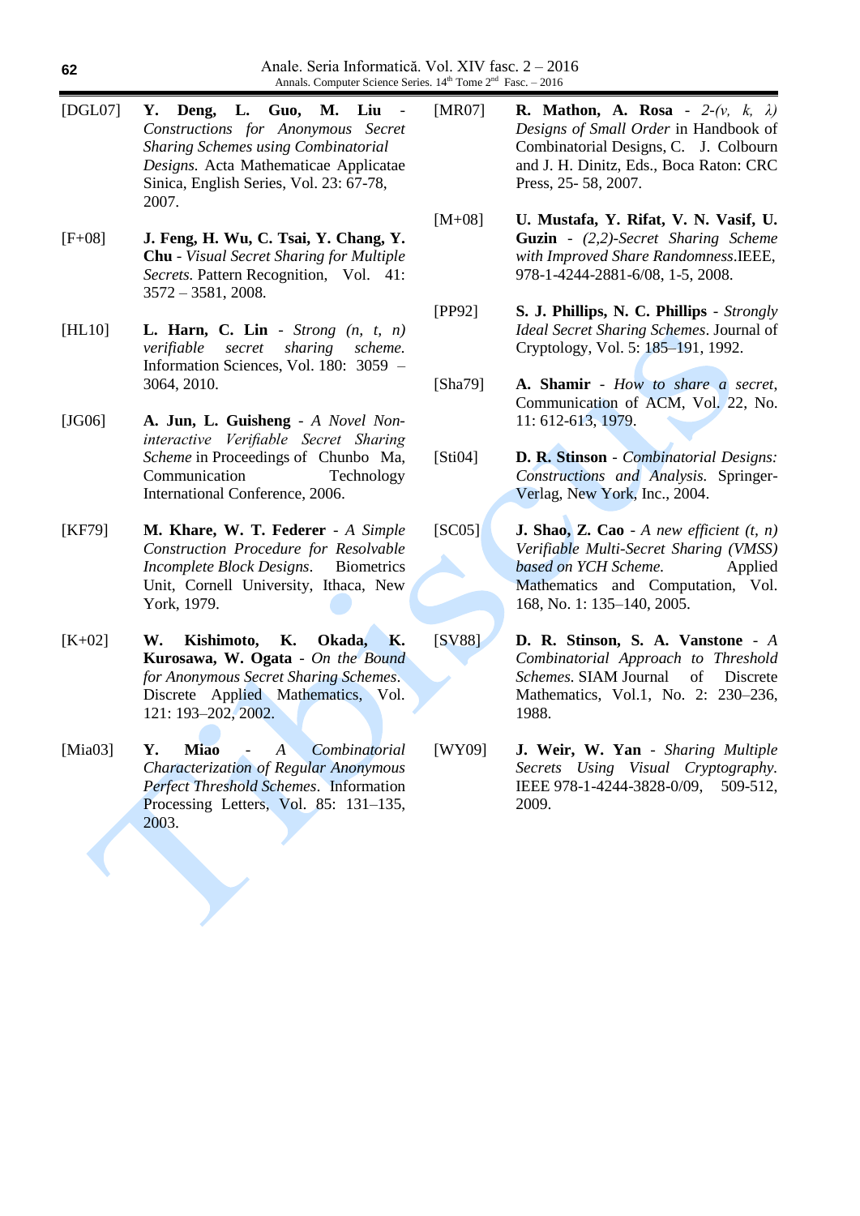[DGL07] **Y. Deng, L. Guo, M. Liu** - *Constructions for Anonymous Secret Sharing Schemes using Combinatorial Designs.* Acta Mathematicae Applicatae Sinica, English Series, Vol. 23: 67-78, 2007.

[F+08] **J. Feng, H. Wu, C. Tsai, Y. Chang, Y. Chu** - *Visual Secret Sharing for Multiple Secrets.* Pattern Recognition, Vol. 41: 3572 – 3581, 2008.

[HL10] **L. Harn, C. Lin** - *Strong (n, t, n) verifiable secret sharing scheme.* Information Sciences, Vol. 180: 3059 – 3064, 2010.

[JG06] **A. Jun, L. Guisheng** - *A Novel Non-interactive Verifiable Secret Sharing Scheme* in Proceedings of Chunbo Ma, Communication Technology International Conference, 2006.

[KF79] **M. Khare, W. T. Federer** - *A Simple Construction Procedure for Resolvable Incomplete Block Designs*. Biometrics Unit, Cornell University, Ithaca, New York, 1979.

[K+02] **W. Kishimoto, K. Okada, K. Kurosawa, W. Ogata** - *On the Bound for Anonymous Secret Sharing Schemes*. Discrete Applied Mathematics, Vol. 121: 193–202, 2002.

[Mia03] **Y. Miao** - *A Combinatorial Characterization of Regular Anonymous Perfect Threshold Schemes*. Information Processing Letters, Vol. 85: 131–135, 2003.

[MR07] **R. Mathon, A. Rosa** - *2-(v, k, λ) Designs of Small Order* in Handbook of Combinatorial Designs, C. J. Colbourn and J. H. Dinitz, Eds., Boca Raton: CRC Press, 25- 58, 2007.

[M+08] **U. Mustafa, Y. Rifat, V. N. Vasif, U. Guzin** - *(2,2)-Secret Sharing Scheme with Improved Share Randomness*.IEEE, 978-1-4244-2881-6/08, 1-5, 2008.

[PP92] **S. J. Phillips, N. C. Phillips** - *Strongly Ideal Secret Sharing Schemes*. Journal of Cryptology, Vol. 5: 185–191, 1992.

[Sha79] **A. Shamir** - *How to share a secret*, Communication of ACM, Vol. 22, No. 11: 612-613, 1979.

[Sti04] **D. R. Stinson** - *Combinatorial Designs: Constructions and Analysis.* Springer-Verlag, New York, Inc., 2004.

[SC05] **J. Shao, Z. Cao** - *A new efficient (t, n) Verifiable Multi-Secret Sharing (VMSS) based on YCH Scheme.* Applied Mathematics and Computation, Vol. 168, No. 1: 135–140, 2005.

[SV88] **D. R. Stinson, S. A. Vanstone** - *A Combinatorial Approach to Threshold Schemes.* SIAM Journal of Discrete Mathematics, Vol.1, No. 2: 230–236, 1988.

[WY09] **J. Weir, W. Yan** - *Sharing Multiple Secrets Using Visual Cryptography.* IEEE 978-1-4244-3828-0/09, 509-512, 2009.